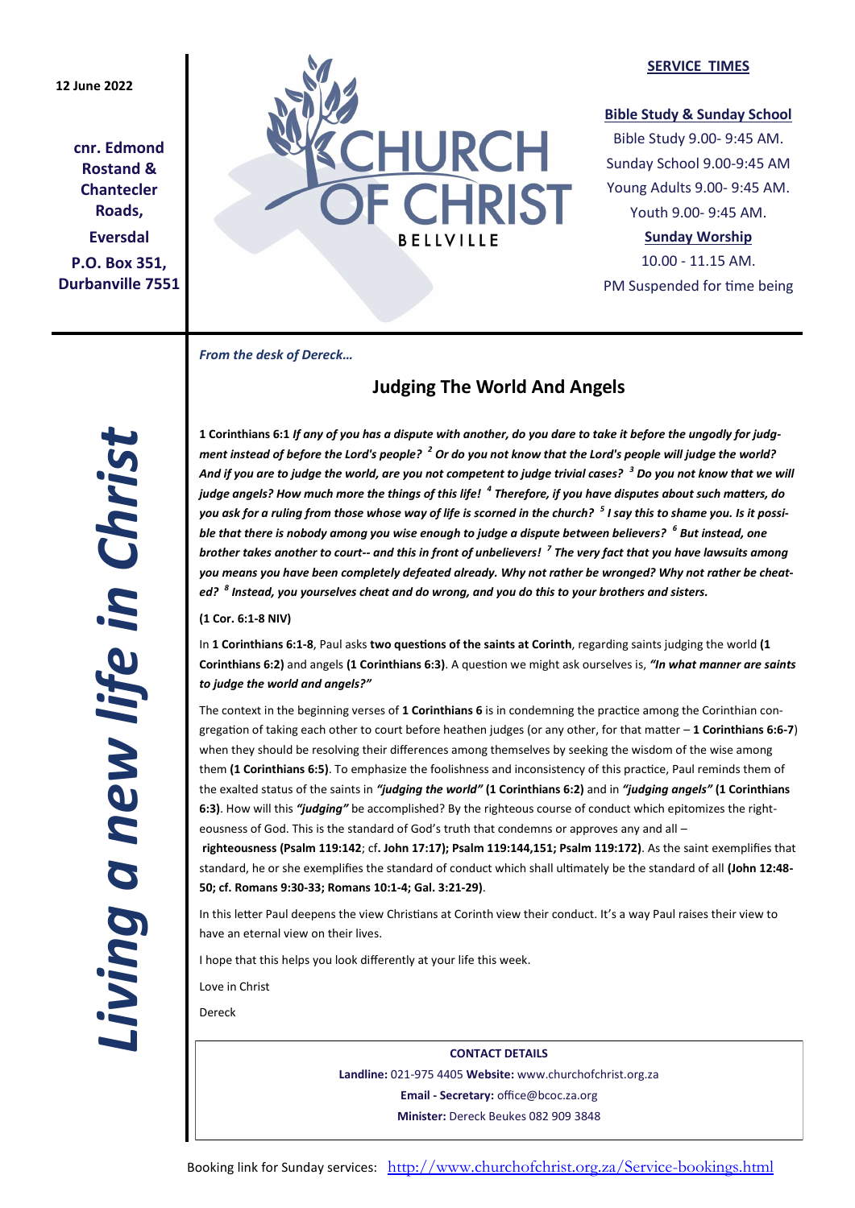12 June 2022

**cnr. Edmond Rostand & Chantecler Roads,**

**Eversdal**

**P.O. Box 351, Durbanville 7551**

CHURCH OF CHRIST

BELLVILLE

**SERVICE TIMES**

**Bible Study & Sunday School**

Bible Study 9.00- 9:45 AM.

Sunday School 9.00-9:45 AM

Young Adults 9.00- 9:45 AM.

Youth 9.00- 9:45 AM.

**Sunday Worship**

10.00 - 11.15 AM.

PM Suspended for time being

***Living a new life in Christ***

*From the desk of Dereck…*

## Judging The World And Angels

**1 Corinthians 6:1** ***If any of you has a dispute with another, do you dare to take it before the ungodly for judgment instead of before the Lord's people? [2] Or do you not know that the Lord's people will judge the world? And if you are to judge the world, are you not competent to judge trivial cases? [3] Do you not know that we will judge angels? How much more the things of this life! [4] Therefore, if you have disputes about such matters, do you ask for a ruling from those whose way of life is scorned in the church? [5] I say this to shame you. Is it possible that there is nobody among you wise enough to judge a dispute between believers? [6] But instead, one brother takes another to court-- and this in front of unbelievers! [7] The very fact that you have lawsuits among you means you have been completely defeated already. Why not rather be wronged? Why not rather be cheated? [8] Instead, you yourselves cheat and do wrong, and you do this to your brothers and sisters.***

**(1 Cor. 6:1-8 NIV)**

In **1 Corinthians 6:1-8**, Paul asks **two questions of the saints at Corinth**, regarding saints judging the world **(1 Corinthians 6:2)** and angels **(1 Corinthians 6:3)**. A question we might ask ourselves is, ***"In what manner are saints to judge the world and angels?"***

The context in the beginning verses of **1 Corinthians 6** is in condemning the practice among the Corinthian congregation of taking each other to court before heathen judges (or any other, for that matter – **1 Corinthians 6:6-7**) when they should be resolving their differences among themselves by seeking the wisdom of the wise among them **(1 Corinthians 6:5)**. To emphasize the foolishness and inconsistency of this practice, Paul reminds them of the exalted status of the saints in ***"judging the world"*** **(1 Corinthians 6:2)** and in ***"judging angels"*** **(1 Corinthians 6:3)**. How will this ***"judging"*** be accomplished? By the righteous course of conduct which epitomizes the righteousness of God. This is the standard of God's truth that condemns or approves any and all – **righteousness (Psalm 119:142**; cf**. John 17:17); Psalm 119:144,151; Psalm 119:172)**. As the saint exemplifies that standard, he or she exemplifies the standard of conduct which shall ultimately be the standard of all **(John 12:48-50; cf. Romans 9:30-33; Romans 10:1-4; Gal. 3:21-29)**.

In this letter Paul deepens the view Christians at Corinth view their conduct. It's a way Paul raises their view to have an eternal view on their lives.

I hope that this helps you look differently at your life this week.

Love in Christ

Dereck

**CONTACT DETAILS**

**Landline:** 021-975 4405 **Website:** www.churchofchrist.org.za

**Email - Secretary:** office@bcoc.za.org

**Minister:** Dereck Beukes 082 909 3848

Booking link for Sunday services: http://www.churchofchrist.org.za/Service-bookings.html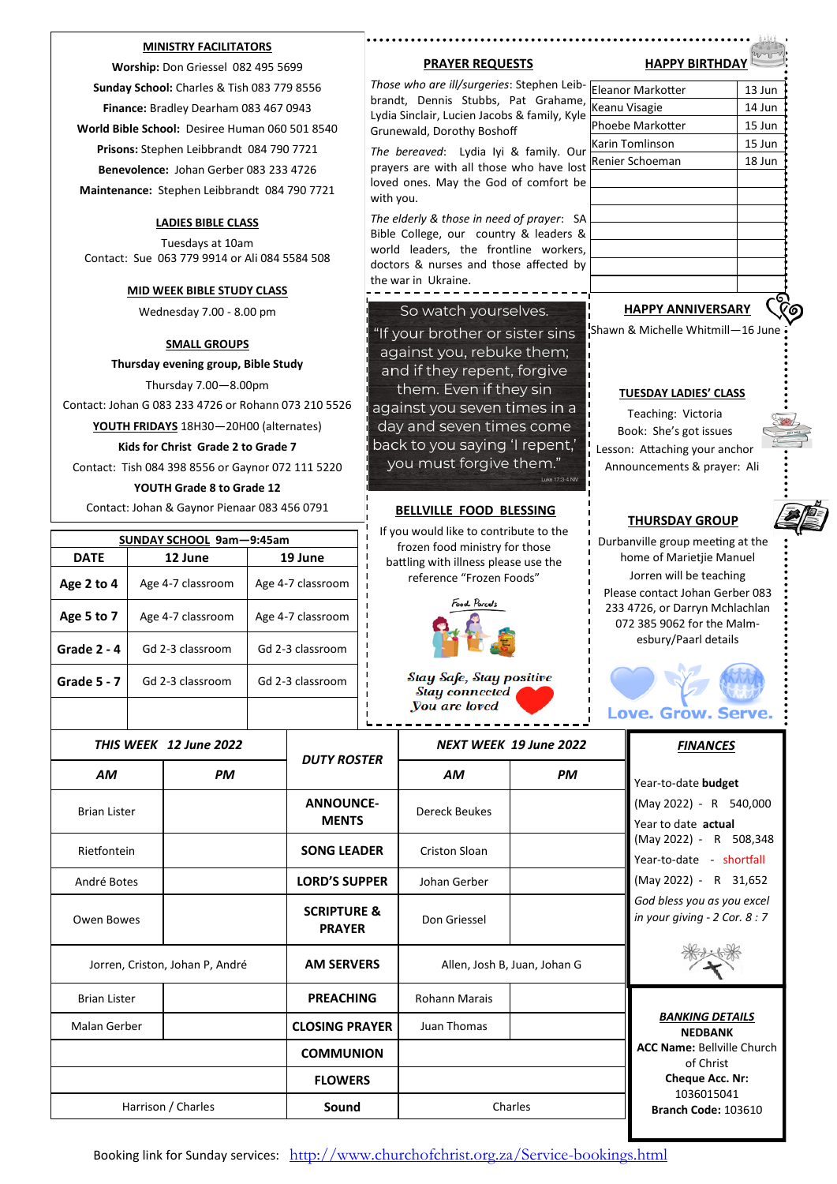## MINISTRY FACILITATORS

**Worship:** Don Griessel 082 495 5699

**Sunday School:** Charles & Tish 083 779 8556

**Finance:** Bradley Dearham 083 467 0943

**World Bible School:** Desiree Human 060 501 8540

**Prisons:** Stephen Leibbrandt 084 790 7721

**Benevolence:** Johan Gerber 083 233 4726

**Maintenance:** Stephen Leibbrandt 084 790 7721

## LADIES BIBLE CLASS

Tuesdays at 10am

Contact: Sue 063 779 9914 or Ali 084 5584 508

## MID WEEK BIBLE STUDY CLASS

Wednesday 7.00 - 8.00 pm

## SMALL GROUPS

**Thursday evening group, Bible Study**

Thursday 7.00—8.00pm

Contact: Johan G 083 233 4726 or Rohann 073 210 5526

**YOUTH FRIDAYS** 18H30—20H00 (alternates)

**Kids for Christ Grade 2 to Grade 7**

Contact: Tish 084 398 8556 or Gaynor 072 111 5220

**YOUTH Grade 8 to Grade 12**

Contact: Johan & Gaynor Pienaar 083 456 0791

## SUNDAY SCHOOL 9am—9:45am

| DATE | 12 June | 19 June |
|---|---|---|
| Age 2 to 4 | Age 4-7 classroom | Age 4-7 classroom |
| Age 5 to 7 | Age 4-7 classroom | Age 4-7 classroom |
| Grade 2 - 4 | Gd 2-3 classroom | Gd 2-3 classroom |
| Grade 5 - 7 | Gd 2-3 classroom | Gd 2-3 classroom |
| | | |

## PRAYER REQUESTS

*Those who are ill/surgeries*: Stephen Leibbrandt, Dennis Stubbs, Pat Grahame, Lydia Sinclair, Lucien Jacobs & family, Kyle Grunewald, Dorothy Boshoff

*The bereaved*: Lydia Iyi & family. Our prayers are with all those who have lost loved ones. May the God of comfort be with you.

*The elderly & those in need of prayer*: SA Bible College, our country & leaders & world leaders, the frontline workers, doctors & nurses and those affected by the war in Ukraine.

So watch yourselves. "If your brother or sister sins against you, rebuke them; and if they repent, forgive them. Even if they sin against you seven times in a day and seven times come back to you saying 'I repent,' you must forgive them."

Luke 17:3-4 NIV

## HAPPY BIRTHDAY

| | |
|---|---|
| Eleanor Markotter | 13 Jun |
| Keanu Visagie | 14 Jun |
| Phoebe Markotter | 15 Jun |
| Karin Tomlinson | 15 Jun |
| Renier Schoeman | 18 Jun |

## HAPPY ANNIVERSARY

Shawn & Michelle Whitmill—16 June

## TUESDAY LADIES' CLASS

Teaching: Victoria

Book: She's got issues

Lesson: Attaching your anchor

Announcements & prayer: Ali

## BELLVILLE FOOD BLESSING

If you would like to contribute to the frozen food ministry for those battling with illness please use the reference "Frozen Foods"

Food Parcels

*Stay Safe, Stay positive*
*Stay connected*
*You are loved*

## THURSDAY GROUP

Durbanville group meeting at the home of Marietjie Manuel

Jorren will be teaching

Please contact Johan Gerber 083 233 4726, or Darryn Mchlachlan 072 385 9062 for the Malmesbury/Paarl details

Love. Grow. Serve.

## DUTY ROSTER

| THIS WEEK 12 June 2022 AM | THIS WEEK 12 June 2022 PM | DUTY ROSTER | NEXT WEEK 19 June 2022 AM | NEXT WEEK 19 June 2022 PM |
|---|---|---|---|---|
| Brian Lister | | ANNOUNCEMENTS | Dereck Beukes | |
| Rietfontein | | SONG LEADER | Criston Sloan | |
| André Botes | | LORD'S SUPPER | Johan Gerber | |
| Owen Bowes | | SCRIPTURE & PRAYER | Don Griessel | |
| Jorren, Criston, Johan P, André | | AM SERVERS | Allen, Josh B, Juan, Johan G | |
| Brian Lister | | PREACHING | Rohann Marais | |
| Malan Gerber | | CLOSING PRAYER | Juan Thomas | |
| | | COMMUNION | | |
| | | FLOWERS | | |
| Harrison / Charles | | Sound | Charles | |

## FINANCES

Year-to-date **budget** (May 2022) - R 540,000

Year to date **actual** (May 2022) - R 508,348

Year-to-date - shortfall (May 2022) - R 31,652

*God bless you as you excel in your giving - 2 Cor. 8 : 7*

## BANKING DETAILS

**NEDBANK**

**ACC Name:** Bellville Church of Christ

**Cheque Acc. Nr:** 1036015041

**Branch Code:** 103610

Booking link for Sunday services: http://www.churchofchrist.org.za/Service-bookings.html